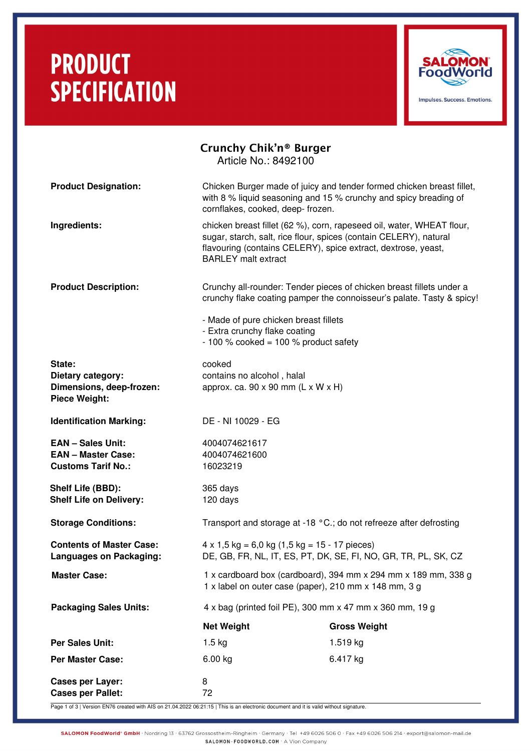# PRODUCT SPECIFICATION

SALOMON FoodWorld
Impulses. Success. Emotions.

## Crunchy Chik'n® Burger

Article No.: 8492100

**Product Designation:** Chicken Burger made of juicy and tender formed chicken breast fillet, with 8 % liquid seasoning and 15 % crunchy and spicy breading of cornflakes, cooked, deep- frozen.

**Ingredients:** chicken breast fillet (62 %), corn, rapeseed oil, water, WHEAT flour, sugar, starch, salt, rice flour, spices (contain CELERY), natural flavouring (contains CELERY), spice extract, dextrose, yeast, BARLEY malt extract

**Product Description:** Crunchy all-rounder: Tender pieces of chicken breast fillets under a crunchy flake coating pamper the connoisseur's palate. Tasty & spicy!

- Made of pure chicken breast fillets
- Extra crunchy flake coating
- 100 % cooked = 100 % product safety

**State:** cooked
**Dietary category:** contains no alcohol , halal
**Dimensions, deep-frozen:** approx. ca. 90 x 90 mm (L x W x H)
**Piece Weight:**

**Identification Marking:** DE - NI 10029 - EG

**EAN – Sales Unit:** 4004074621617
**EAN – Master Case:** 4004074621600
**Customs Tarif No.:** 16023219

**Shelf Life (BBD):** 365 days
**Shelf Life on Delivery:** 120 days

**Storage Conditions:** Transport and storage at -18 °C.; do not refreeze after defrosting

**Contents of Master Case:** 4 x 1,5 kg = 6,0 kg (1,5 kg = 15 - 17 pieces)
**Languages on Packaging:** DE, GB, FR, NL, IT, ES, PT, DK, SE, FI, NO, GR, TR, PL, SK, CZ

**Master Case:** 1 x cardboard box (cardboard), 394 mm x 294 mm x 189 mm, 338 g
1 x label on outer case (paper), 210 mm x 148 mm, 3 g

**Packaging Sales Units:** 4 x bag (printed foil PE), 300 mm x 47 mm x 360 mm, 19 g

| | Net Weight | Gross Weight |
|---|---|---|
| **Per Sales Unit:** | 1.5 kg | 1.519 kg |
| **Per Master Case:** | 6.00 kg | 6.417 kg |

**Cases per Layer:** 8
**Cases per Pallet:** 72

Page 1 of 3 | Version EN76 created with AIS on 21.04.2022 06:21:15 | This is an electronic document and it is valid without signature.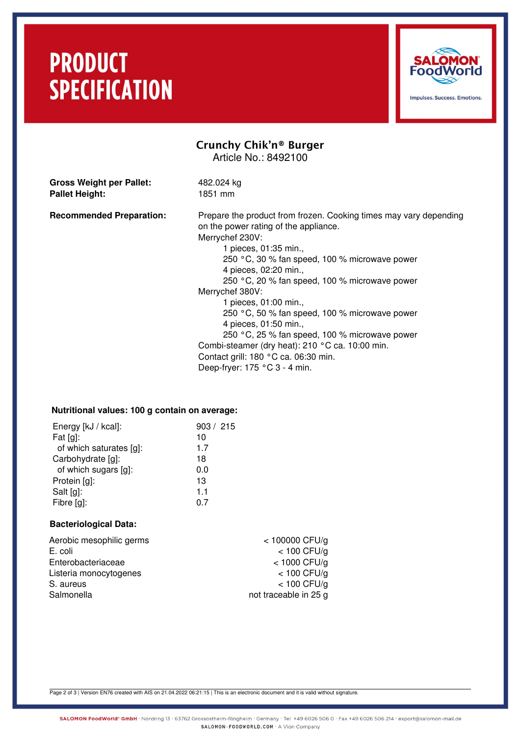# PRODUCT SPECIFICATION

SALOMON FoodWorld
Impulses. Success. Emotions.

## Crunchy Chik'n® Burger

Article No.: 8492100

**Gross Weight per Pallet:** 482.024 kg
**Pallet Height:** 1851 mm

**Recommended Preparation:**

Prepare the product from frozen. Cooking times may vary depending on the power rating of the appliance.

Merrychef 230V:
- 1 pieces, 01:35 min., 250 °C, 30 % fan speed, 100 % microwave power
- 4 pieces, 02:20 min., 250 °C, 20 % fan speed, 100 % microwave power

Merrychef 380V:
- 1 pieces, 01:00 min., 250 °C, 50 % fan speed, 100 % microwave power
- 4 pieces, 01:50 min., 250 °C, 25 % fan speed, 100 % microwave power

Combi-steamer (dry heat): 210 °C ca. 10:00 min.
Contact grill: 180 °C ca. 06:30 min.
Deep-fryer: 175 °C 3 - 4 min.

**Nutritional values: 100 g contain on average:**

| | |
|---|---|
| Energy [kJ / kcal]: | 903 / 215 |
| Fat [g]: | 10 |
| of which saturates [g]: | 1.7 |
| Carbohydrate [g]: | 18 |
| of which sugars [g]: | 0.0 |
| Protein [g]: | 13 |
| Salt [g]: | 1.1 |
| Fibre [g]: | 0.7 |

**Bacteriological Data:**

| | |
|---|---|
| Aerobic mesophilic germs | < 100000 CFU/g |
| E. coli | < 100 CFU/g |
| Enterobacteriaceae | < 1000 CFU/g |
| Listeria monocytogenes | < 100 CFU/g |
| S. aureus | < 100 CFU/g |
| Salmonella | not traceable in 25 g |

Version EN76 created with AIS on 21.04.2022 06:21:15 | This is an electronic document and it is valid without signature.

SALOMON FoodWorld® GmbH · Nordring 13 · 63762 Grossostheim-Ringheim · Germany · Tel +49 6026 506 0 · Fax +49 6026 506 214 · export@salomon-mail.de
SALOMON-FOODWORLD.COM · A Vion Company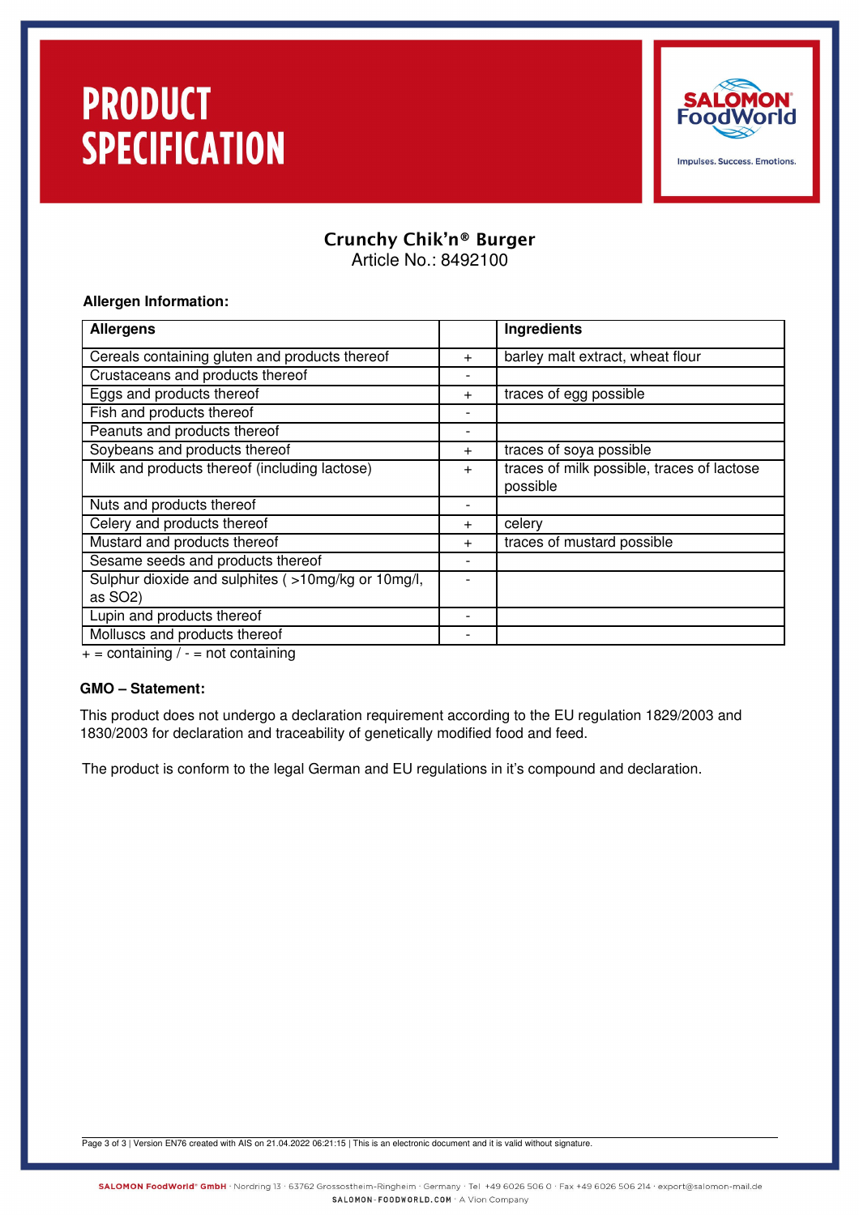# PRODUCT SPECIFICATION

SALOMON FoodWorld

Impulses. Success. Emotions.

## Crunchy Chik'n® Burger

Article No.: 8492100

**Allergen Information:**

| Allergens | | Ingredients |
|---|---|---|
| Cereals containing gluten and products thereof | + | barley malt extract, wheat flour |
| Crustaceans and products thereof | - | |
| Eggs and products thereof | + | traces of egg possible |
| Fish and products thereof | - | |
| Peanuts and products thereof | - | |
| Soybeans and products thereof | + | traces of soya possible |
| Milk and products thereof (including lactose) | + | traces of milk possible, traces of lactose possible |
| Nuts and products thereof | - | |
| Celery and products thereof | + | celery |
| Mustard and products thereof | + | traces of mustard possible |
| Sesame seeds and products thereof | - | |
| Sulphur dioxide and sulphites ( >10mg/kg or 10mg/l, as SO2) | - | |
| Lupin and products thereof | - | |
| Molluscs and products thereof | - | |

+ = containing / - = not containing

**GMO – Statement:**

This product does not undergo a declaration requirement according to the EU regulation 1829/2003 and 1830/2003 for declaration and traceability of genetically modified food and feed.

The product is conform to the legal German and EU regulations in it's compound and declaration.

Version EN76 created with AIS on 21.04.2022 06:21:15 | This is an electronic document and it is valid without signature.

SALOMON FoodWorld® GmbH · Nordring 13 · 63762 Grossostheim-Ringheim · Germany · Tel +49 6026 506 0 · Fax +49 6026 506 214 · export@salomon-mail.de
SALOMON-FOODWORLD.COM · A Vion Company